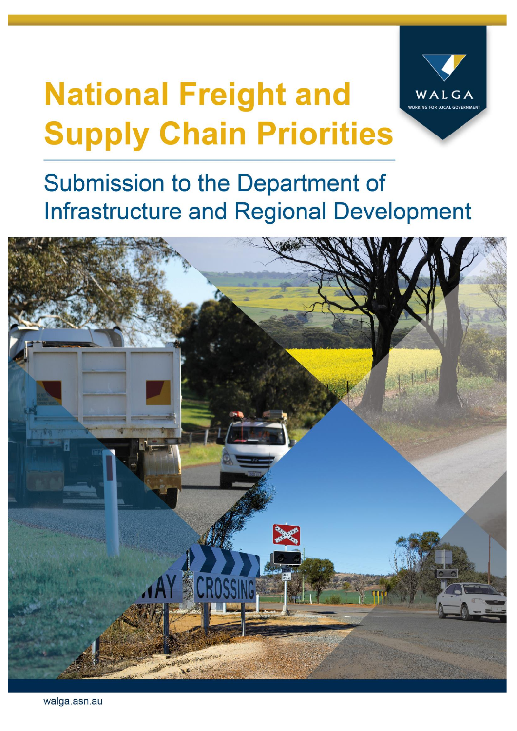# National Freight and Supply Chain Priorities

## Submission to the Department of Infrastructure and Regional Development

WALGA

WORKING FOR LOCAL GOVERNMENT

walga.asn.au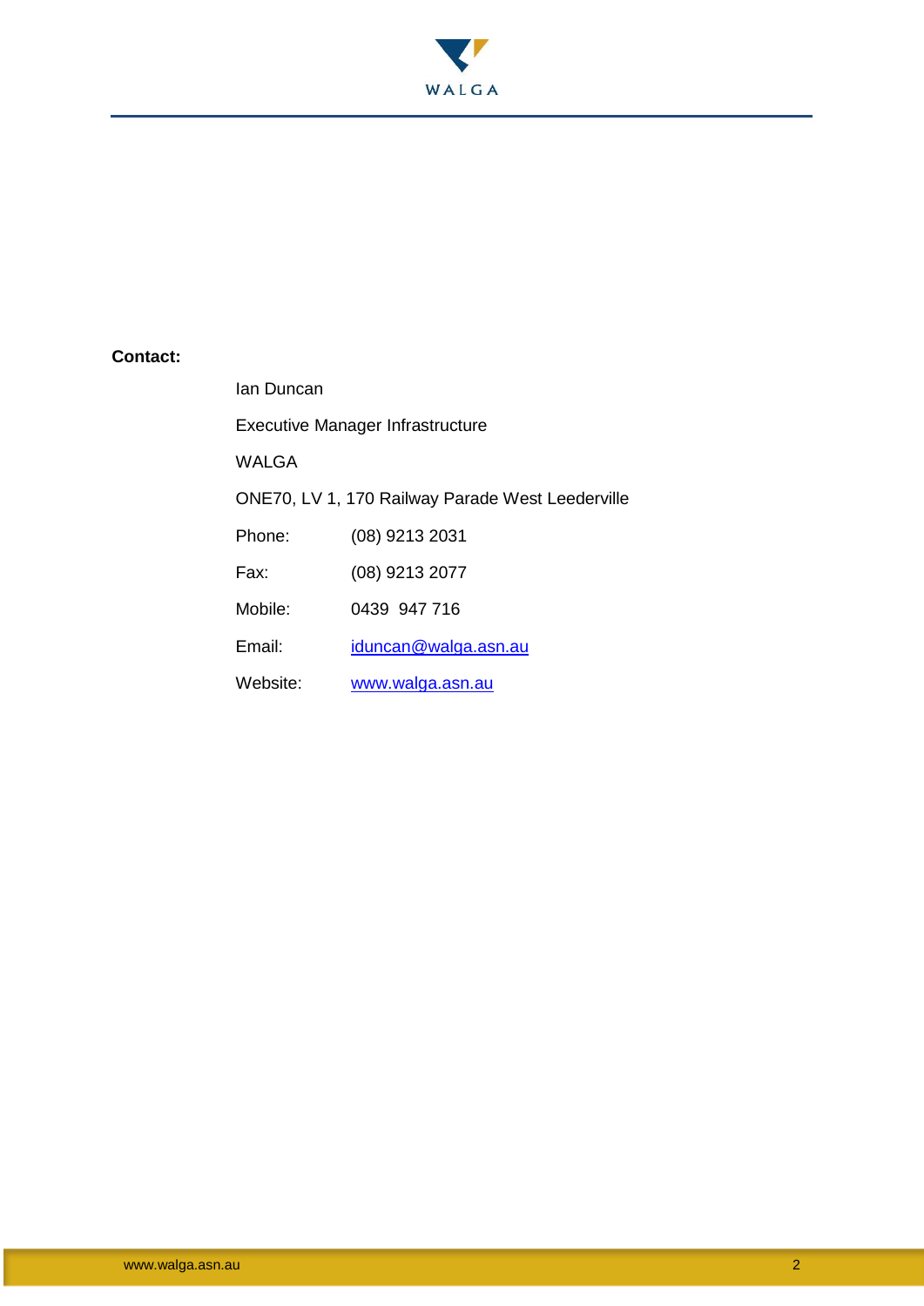**Contact:**

Ian Duncan

Executive Manager Infrastructure

WALGA

ONE70, LV 1, 170 Railway Parade West Leederville

| | |
|---|---|
| Phone: | (08) 9213 2031 |
| Fax: | (08) 9213 2077 |
| Mobile: | 0439 947 716 |
| Email: | iduncan@walga.asn.au |
| Website: | www.walga.asn.au |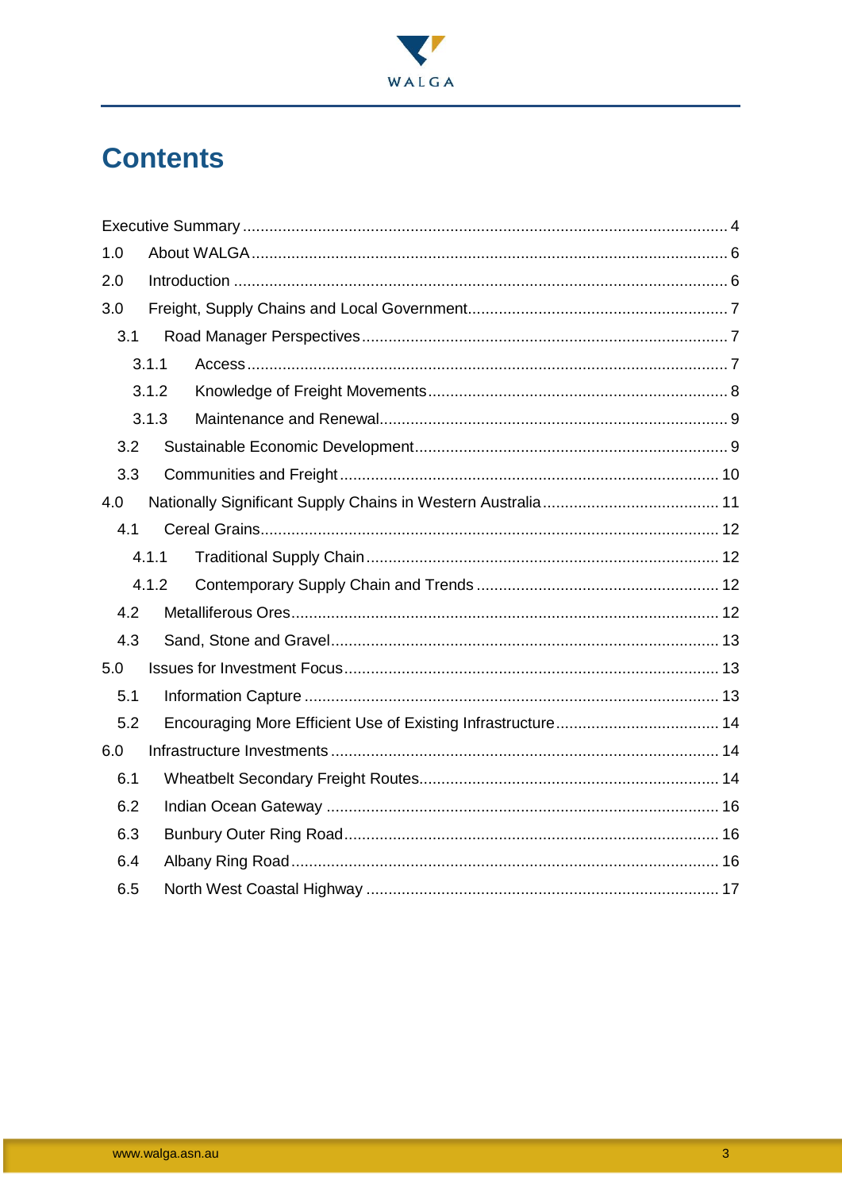# Contents

- Executive Summary ... 4
- 1.0 About WALGA ... 6
- 2.0 Introduction ... 6
- 3.0 Freight, Supply Chains and Local Government ... 7
  - 3.1 Road Manager Perspectives ... 7
    - 3.1.1 Access ... 7
    - 3.1.2 Knowledge of Freight Movements ... 8
    - 3.1.3 Maintenance and Renewal ... 9
  - 3.2 Sustainable Economic Development ... 9
  - 3.3 Communities and Freight ... 10
- 4.0 Nationally Significant Supply Chains in Western Australia ... 11
  - 4.1 Cereal Grains ... 12
    - 4.1.1 Traditional Supply Chain ... 12
    - 4.1.2 Contemporary Supply Chain and Trends ... 12
  - 4.2 Metalliferous Ores ... 12
  - 4.3 Sand, Stone and Gravel ... 13
- 5.0 Issues for Investment Focus ... 13
  - 5.1 Information Capture ... 13
  - 5.2 Encouraging More Efficient Use of Existing Infrastructure ... 14
- 6.0 Infrastructure Investments ... 14
  - 6.1 Wheatbelt Secondary Freight Routes ... 14
  - 6.2 Indian Ocean Gateway ... 16
  - 6.3 Bunbury Outer Ring Road ... 16
  - 6.4 Albany Ring Road ... 16
  - 6.5 North West Coastal Highway ... 17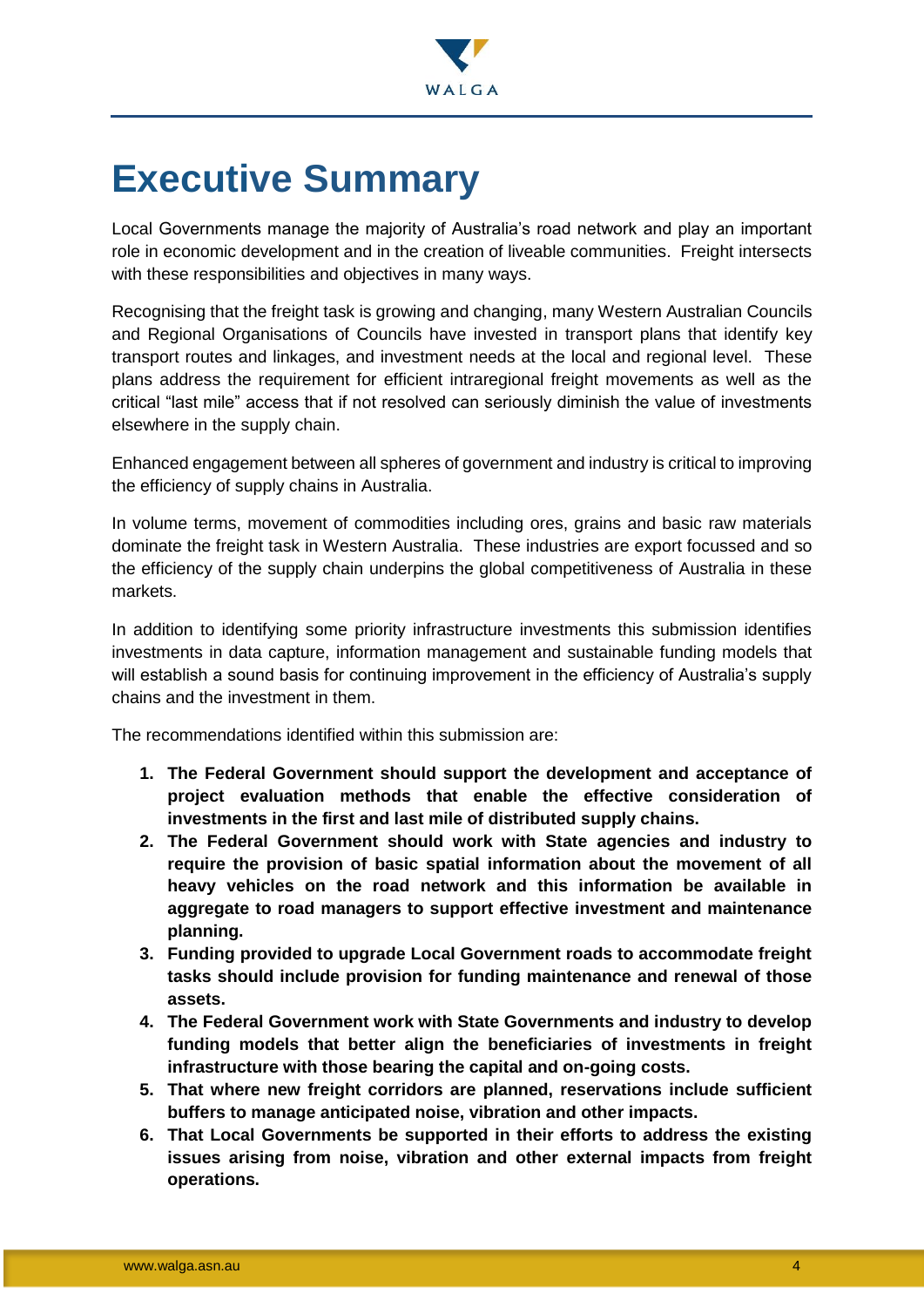# Executive Summary

Local Governments manage the majority of Australia's road network and play an important role in economic development and in the creation of liveable communities. Freight intersects with these responsibilities and objectives in many ways.

Recognising that the freight task is growing and changing, many Western Australian Councils and Regional Organisations of Councils have invested in transport plans that identify key transport routes and linkages, and investment needs at the local and regional level. These plans address the requirement for efficient intraregional freight movements as well as the critical "last mile" access that if not resolved can seriously diminish the value of investments elsewhere in the supply chain.

Enhanced engagement between all spheres of government and industry is critical to improving the efficiency of supply chains in Australia.

In volume terms, movement of commodities including ores, grains and basic raw materials dominate the freight task in Western Australia. These industries are export focussed and so the efficiency of the supply chain underpins the global competitiveness of Australia in these markets.

In addition to identifying some priority infrastructure investments this submission identifies investments in data capture, information management and sustainable funding models that will establish a sound basis for continuing improvement in the efficiency of Australia's supply chains and the investment in them.

The recommendations identified within this submission are:

1. **The Federal Government should support the development and acceptance of project evaluation methods that enable the effective consideration of investments in the first and last mile of distributed supply chains.**
2. **The Federal Government should work with State agencies and industry to require the provision of basic spatial information about the movement of all heavy vehicles on the road network and this information be available in aggregate to road managers to support effective investment and maintenance planning.**
3. **Funding provided to upgrade Local Government roads to accommodate freight tasks should include provision for funding maintenance and renewal of those assets.**
4. **The Federal Government work with State Governments and industry to develop funding models that better align the beneficiaries of investments in freight infrastructure with those bearing the capital and on-going costs.**
5. **That where new freight corridors are planned, reservations include sufficient buffers to manage anticipated noise, vibration and other impacts.**
6. **That Local Governments be supported in their efforts to address the existing issues arising from noise, vibration and other external impacts from freight operations.**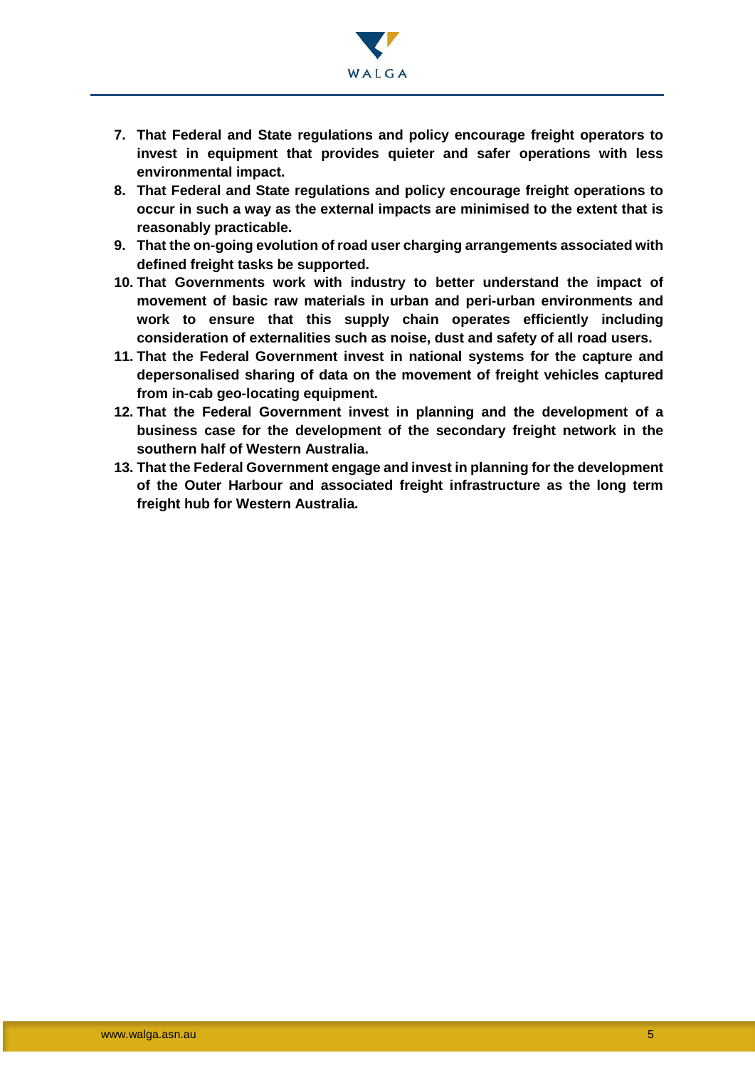7. **That Federal and State regulations and policy encourage freight operators to invest in equipment that provides quieter and safer operations with less environmental impact.**
8. **That Federal and State regulations and policy encourage freight operations to occur in such a way as the external impacts are minimised to the extent that is reasonably practicable.**
9. **That the on-going evolution of road user charging arrangements associated with defined freight tasks be supported.**
10. **That Governments work with industry to better understand the impact of movement of basic raw materials in urban and peri-urban environments and work to ensure that this supply chain operates efficiently including consideration of externalities such as noise, dust and safety of all road users.**
11. **That the Federal Government invest in national systems for the capture and depersonalised sharing of data on the movement of freight vehicles captured from in-cab geo-locating equipment.**
12. **That the Federal Government invest in planning and the development of a business case for the development of the secondary freight network in the southern half of Western Australia.**
13. **That the Federal Government engage and invest in planning for the development of the Outer Harbour and associated freight infrastructure as the long term freight hub for Western Australia.**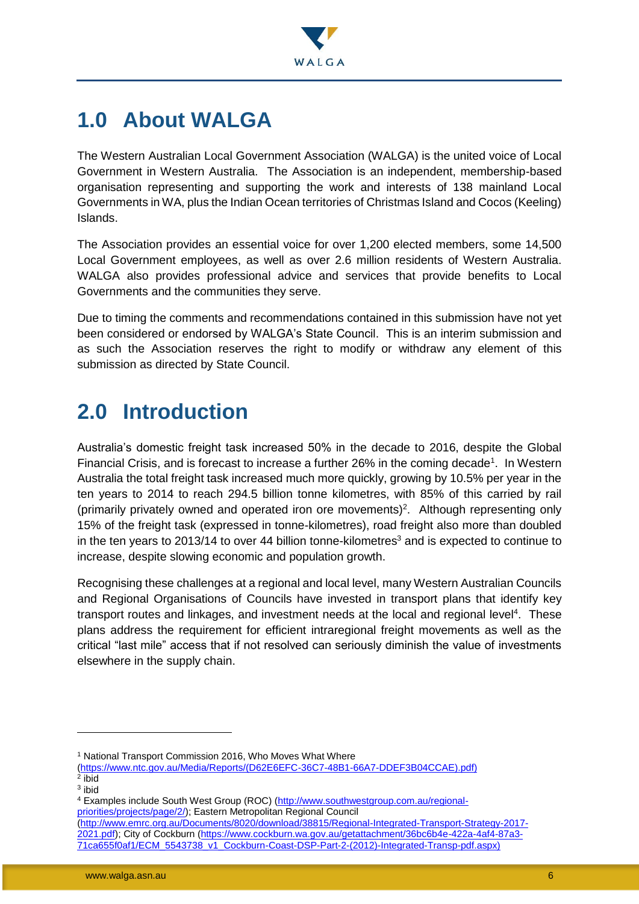# 1.0 About WALGA

The Western Australian Local Government Association (WALGA) is the united voice of Local Government in Western Australia. The Association is an independent, membership-based organisation representing and supporting the work and interests of 138 mainland Local Governments in WA, plus the Indian Ocean territories of Christmas Island and Cocos (Keeling) Islands.

The Association provides an essential voice for over 1,200 elected members, some 14,500 Local Government employees, as well as over 2.6 million residents of Western Australia. WALGA also provides professional advice and services that provide benefits to Local Governments and the communities they serve.

Due to timing the comments and recommendations contained in this submission have not yet been considered or endorsed by WALGA's State Council. This is an interim submission and as such the Association reserves the right to modify or withdraw any element of this submission as directed by State Council.

# 2.0 Introduction

Australia's domestic freight task increased 50% in the decade to 2016, despite the Global Financial Crisis, and is forecast to increase a further 26% in the coming decade[1]. In Western Australia the total freight task increased much more quickly, growing by 10.5% per year in the ten years to 2014 to reach 294.5 billion tonne kilometres, with 85% of this carried by rail (primarily privately owned and operated iron ore movements)[2]. Although representing only 15% of the freight task (expressed in tonne-kilometres), road freight also more than doubled in the ten years to 2013/14 to over 44 billion tonne-kilometres[3] and is expected to continue to increase, despite slowing economic and population growth.

Recognising these challenges at a regional and local level, many Western Australian Councils and Regional Organisations of Councils have invested in transport plans that identify key transport routes and linkages, and investment needs at the local and regional level[4]. These plans address the requirement for efficient intraregional freight movements as well as the critical "last mile" access that if not resolved can seriously diminish the value of investments elsewhere in the supply chain.

---

[1] National Transport Commission 2016, Who Moves What Where (https://www.ntc.gov.au/Media/Reports/(D62E6EFC-36C7-48B1-66A7-DDEF3B04CCAE).pdf)

[2] ibid

[3] ibid

[4] Examples include South West Group (ROC) (http://www.southwestgroup.com.au/regional-priorities/projects/page/2/); Eastern Metropolitan Regional Council (http://www.emrc.org.au/Documents/8020/download/38815/Regional-Integrated-Transport-Strategy-2017-2021.pdf); City of Cockburn (https://www.cockburn.wa.gov.au/getattachment/36bc6b4e-422a-4af4-87a3-71ca655f0af1/ECM_5543738_v1_Cockburn-Coast-DSP-Part-2-(2012)-Integrated-Transp-pdf.aspx)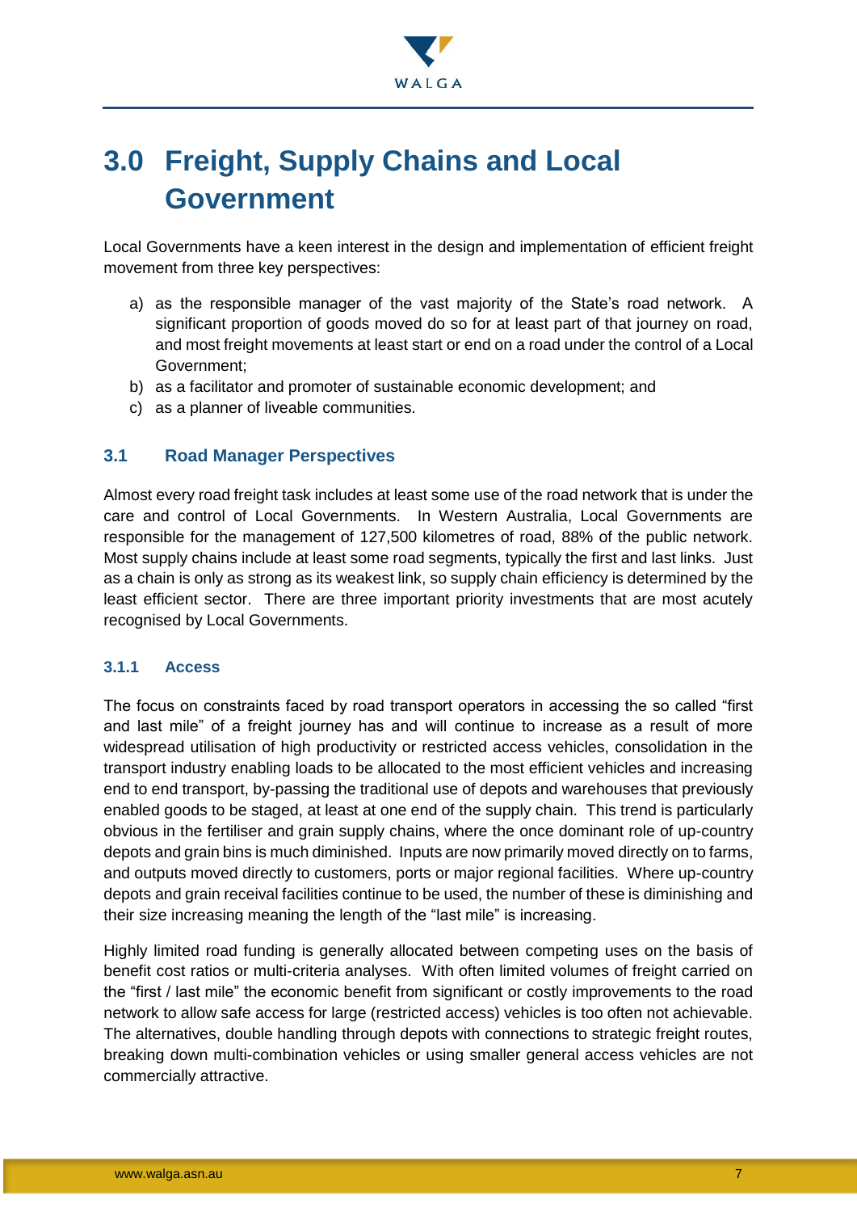# 3.0 Freight, Supply Chains and Local Government

Local Governments have a keen interest in the design and implementation of efficient freight movement from three key perspectives:

a) as the responsible manager of the vast majority of the State's road network. A significant proportion of goods moved do so for at least part of that journey on road, and most freight movements at least start or end on a road under the control of a Local Government;
b) as a facilitator and promoter of sustainable economic development; and
c) as a planner of liveable communities.

## 3.1 Road Manager Perspectives

Almost every road freight task includes at least some use of the road network that is under the care and control of Local Governments. In Western Australia, Local Governments are responsible for the management of 127,500 kilometres of road, 88% of the public network. Most supply chains include at least some road segments, typically the first and last links. Just as a chain is only as strong as its weakest link, so supply chain efficiency is determined by the least efficient sector. There are three important priority investments that are most acutely recognised by Local Governments.

### 3.1.1 Access

The focus on constraints faced by road transport operators in accessing the so called "first and last mile" of a freight journey has and will continue to increase as a result of more widespread utilisation of high productivity or restricted access vehicles, consolidation in the transport industry enabling loads to be allocated to the most efficient vehicles and increasing end to end transport, by-passing the traditional use of depots and warehouses that previously enabled goods to be staged, at least at one end of the supply chain. This trend is particularly obvious in the fertiliser and grain supply chains, where the once dominant role of up-country depots and grain bins is much diminished. Inputs are now primarily moved directly on to farms, and outputs moved directly to customers, ports or major regional facilities. Where up-country depots and grain receival facilities continue to be used, the number of these is diminishing and their size increasing meaning the length of the "last mile" is increasing.

Highly limited road funding is generally allocated between competing uses on the basis of benefit cost ratios or multi-criteria analyses. With often limited volumes of freight carried on the "first / last mile" the economic benefit from significant or costly improvements to the road network to allow safe access for large (restricted access) vehicles is too often not achievable. The alternatives, double handling through depots with connections to strategic freight routes, breaking down multi-combination vehicles or using smaller general access vehicles are not commercially attractive.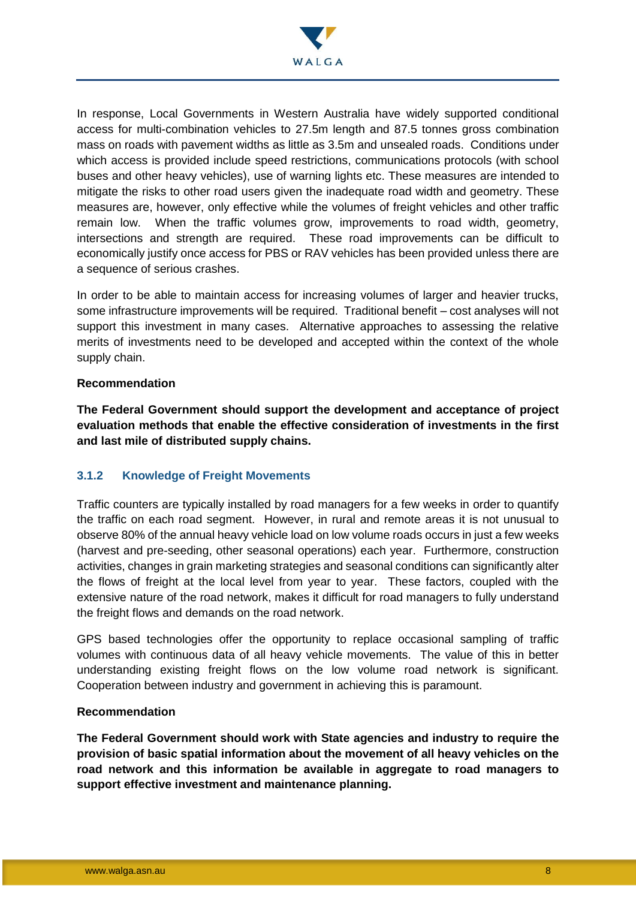In response, Local Governments in Western Australia have widely supported conditional access for multi-combination vehicles to 27.5m length and 87.5 tonnes gross combination mass on roads with pavement widths as little as 3.5m and unsealed roads. Conditions under which access is provided include speed restrictions, communications protocols (with school buses and other heavy vehicles), use of warning lights etc. These measures are intended to mitigate the risks to other road users given the inadequate road width and geometry. These measures are, however, only effective while the volumes of freight vehicles and other traffic remain low. When the traffic volumes grow, improvements to road width, geometry, intersections and strength are required. These road improvements can be difficult to economically justify once access for PBS or RAV vehicles has been provided unless there are a sequence of serious crashes.

In order to be able to maintain access for increasing volumes of larger and heavier trucks, some infrastructure improvements will be required. Traditional benefit – cost analyses will not support this investment in many cases. Alternative approaches to assessing the relative merits of investments need to be developed and accepted within the context of the whole supply chain.

**Recommendation**

**The Federal Government should support the development and acceptance of project evaluation methods that enable the effective consideration of investments in the first and last mile of distributed supply chains.**

### 3.1.2 Knowledge of Freight Movements

Traffic counters are typically installed by road managers for a few weeks in order to quantify the traffic on each road segment. However, in rural and remote areas it is not unusual to observe 80% of the annual heavy vehicle load on low volume roads occurs in just a few weeks (harvest and pre-seeding, other seasonal operations) each year. Furthermore, construction activities, changes in grain marketing strategies and seasonal conditions can significantly alter the flows of freight at the local level from year to year. These factors, coupled with the extensive nature of the road network, makes it difficult for road managers to fully understand the freight flows and demands on the road network.

GPS based technologies offer the opportunity to replace occasional sampling of traffic volumes with continuous data of all heavy vehicle movements. The value of this in better understanding existing freight flows on the low volume road network is significant. Cooperation between industry and government in achieving this is paramount.

**Recommendation**

**The Federal Government should work with State agencies and industry to require the provision of basic spatial information about the movement of all heavy vehicles on the road network and this information be available in aggregate to road managers to support effective investment and maintenance planning.**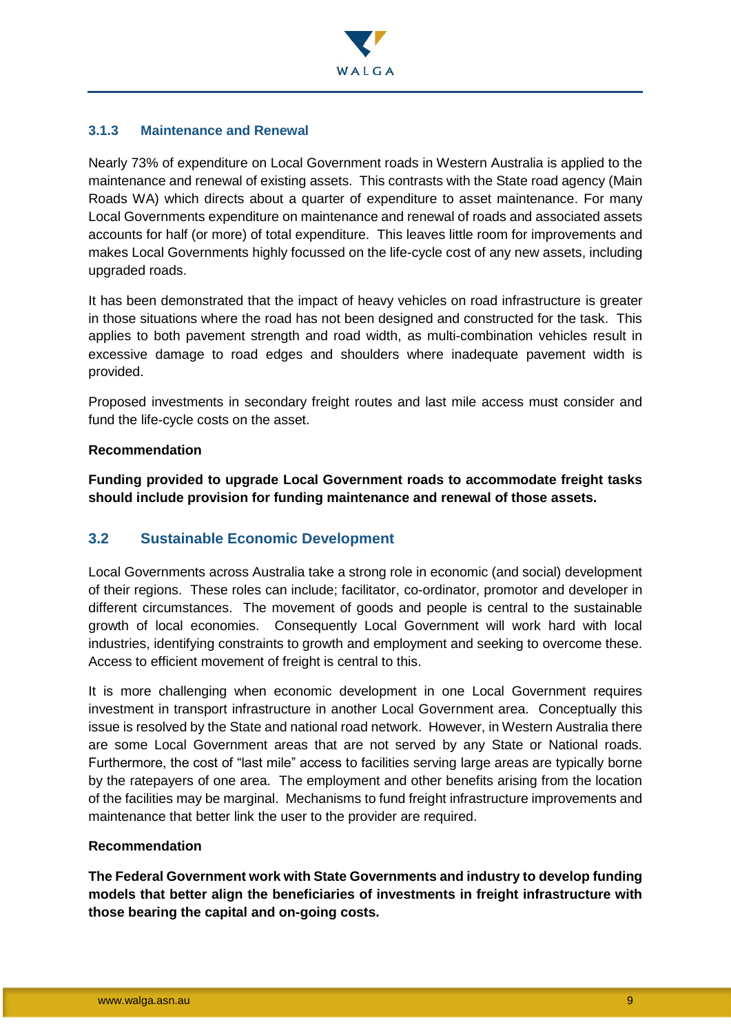### 3.1.3 Maintenance and Renewal

Nearly 73% of expenditure on Local Government roads in Western Australia is applied to the maintenance and renewal of existing assets. This contrasts with the State road agency (Main Roads WA) which directs about a quarter of expenditure to asset maintenance. For many Local Governments expenditure on maintenance and renewal of roads and associated assets accounts for half (or more) of total expenditure. This leaves little room for improvements and makes Local Governments highly focussed on the life-cycle cost of any new assets, including upgraded roads.

It has been demonstrated that the impact of heavy vehicles on road infrastructure is greater in those situations where the road has not been designed and constructed for the task. This applies to both pavement strength and road width, as multi-combination vehicles result in excessive damage to road edges and shoulders where inadequate pavement width is provided.

Proposed investments in secondary freight routes and last mile access must consider and fund the life-cycle costs on the asset.

**Recommendation**

**Funding provided to upgrade Local Government roads to accommodate freight tasks should include provision for funding maintenance and renewal of those assets.**

## 3.2 Sustainable Economic Development

Local Governments across Australia take a strong role in economic (and social) development of their regions. These roles can include; facilitator, co-ordinator, promotor and developer in different circumstances. The movement of goods and people is central to the sustainable growth of local economies. Consequently Local Government will work hard with local industries, identifying constraints to growth and employment and seeking to overcome these. Access to efficient movement of freight is central to this.

It is more challenging when economic development in one Local Government requires investment in transport infrastructure in another Local Government area. Conceptually this issue is resolved by the State and national road network. However, in Western Australia there are some Local Government areas that are not served by any State or National roads. Furthermore, the cost of "last mile" access to facilities serving large areas are typically borne by the ratepayers of one area. The employment and other benefits arising from the location of the facilities may be marginal. Mechanisms to fund freight infrastructure improvements and maintenance that better link the user to the provider are required.

**Recommendation**

**The Federal Government work with State Governments and industry to develop funding models that better align the beneficiaries of investments in freight infrastructure with those bearing the capital and on-going costs.**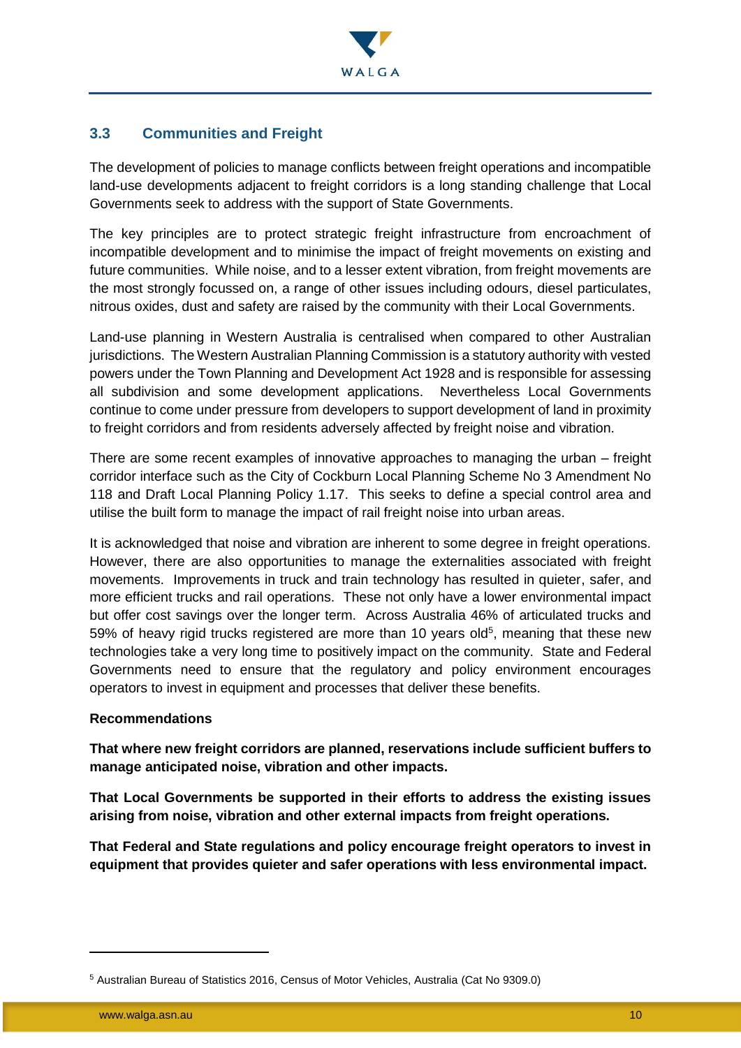## 3.3 Communities and Freight

The development of policies to manage conflicts between freight operations and incompatible land-use developments adjacent to freight corridors is a long standing challenge that Local Governments seek to address with the support of State Governments.

The key principles are to protect strategic freight infrastructure from encroachment of incompatible development and to minimise the impact of freight movements on existing and future communities. While noise, and to a lesser extent vibration, from freight movements are the most strongly focussed on, a range of other issues including odours, diesel particulates, nitrous oxides, dust and safety are raised by the community with their Local Governments.

Land-use planning in Western Australia is centralised when compared to other Australian jurisdictions. The Western Australian Planning Commission is a statutory authority with vested powers under the Town Planning and Development Act 1928 and is responsible for assessing all subdivision and some development applications. Nevertheless Local Governments continue to come under pressure from developers to support development of land in proximity to freight corridors and from residents adversely affected by freight noise and vibration.

There are some recent examples of innovative approaches to managing the urban – freight corridor interface such as the City of Cockburn Local Planning Scheme No 3 Amendment No 118 and Draft Local Planning Policy 1.17. This seeks to define a special control area and utilise the built form to manage the impact of rail freight noise into urban areas.

It is acknowledged that noise and vibration are inherent to some degree in freight operations. However, there are also opportunities to manage the externalities associated with freight movements. Improvements in truck and train technology has resulted in quieter, safer, and more efficient trucks and rail operations. These not only have a lower environmental impact but offer cost savings over the longer term. Across Australia 46% of articulated trucks and 59% of heavy rigid trucks registered are more than 10 years old[5], meaning that these new technologies take a very long time to positively impact on the community. State and Federal Governments need to ensure that the regulatory and policy environment encourages operators to invest in equipment and processes that deliver these benefits.

**Recommendations**

**That where new freight corridors are planned, reservations include sufficient buffers to manage anticipated noise, vibration and other impacts.**

**That Local Governments be supported in their efforts to address the existing issues arising from noise, vibration and other external impacts from freight operations.**

**That Federal and State regulations and policy encourage freight operators to invest in equipment that provides quieter and safer operations with less environmental impact.**

[5] Australian Bureau of Statistics 2016, Census of Motor Vehicles, Australia (Cat No 9309.0)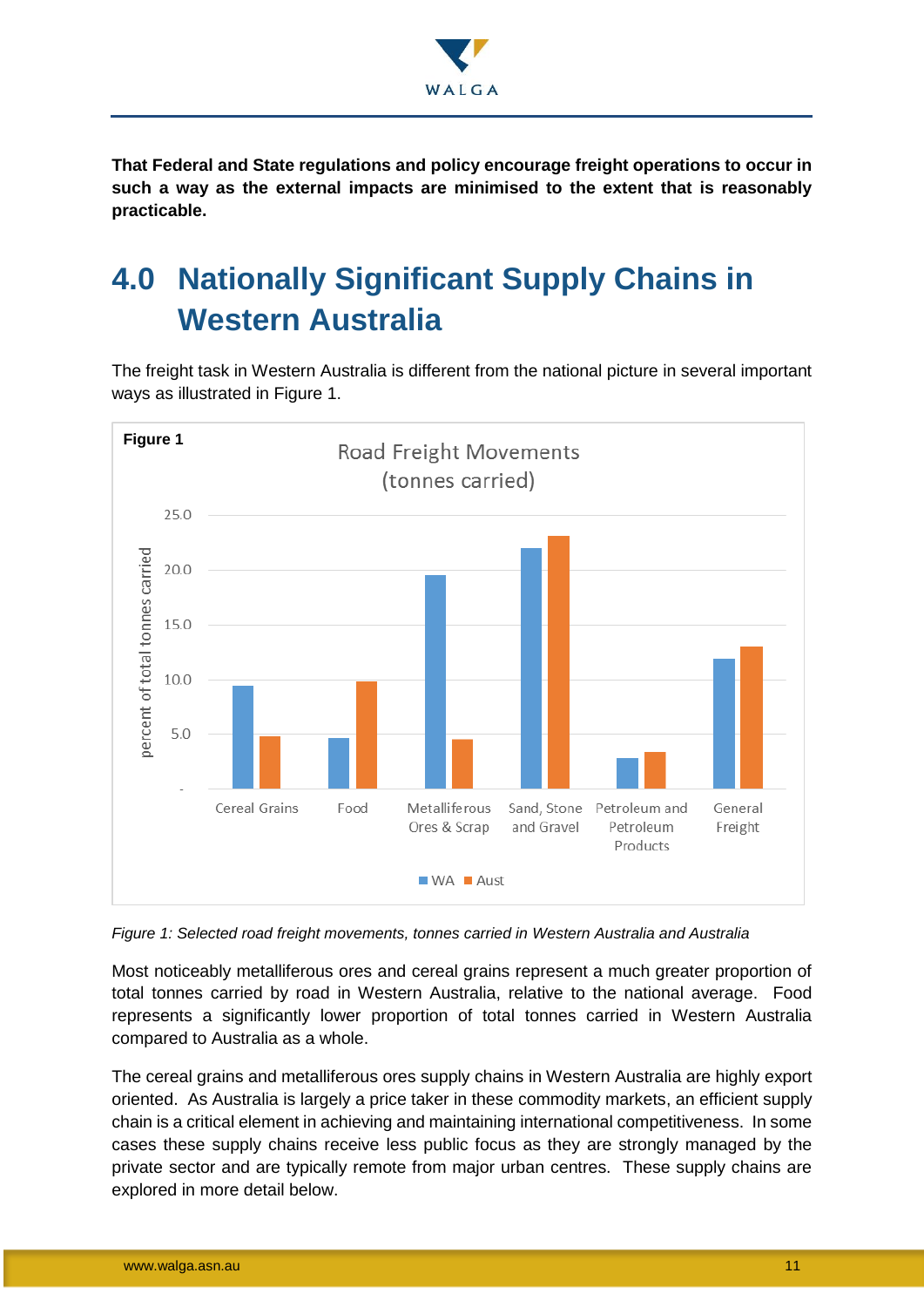**That Federal and State regulations and policy encourage freight operations to occur in such a way as the external impacts are minimised to the extent that is reasonably practicable.**

# 4.0 Nationally Significant Supply Chains in Western Australia

The freight task in Western Australia is different from the national picture in several important ways as illustrated in Figure 1.

**Figure 1**

*Figure 1: Selected road freight movements, tonnes carried in Western Australia and Australia*

Most noticeably metalliferous ores and cereal grains represent a much greater proportion of total tonnes carried by road in Western Australia, relative to the national average. Food represents a significantly lower proportion of total tonnes carried in Western Australia compared to Australia as a whole.

The cereal grains and metalliferous ores supply chains in Western Australia are highly export oriented. As Australia is largely a price taker in these commodity markets, an efficient supply chain is a critical element in achieving and maintaining international competitiveness. In some cases these supply chains receive less public focus as they are strongly managed by the private sector and are typically remote from major urban centres. These supply chains are explored in more detail below.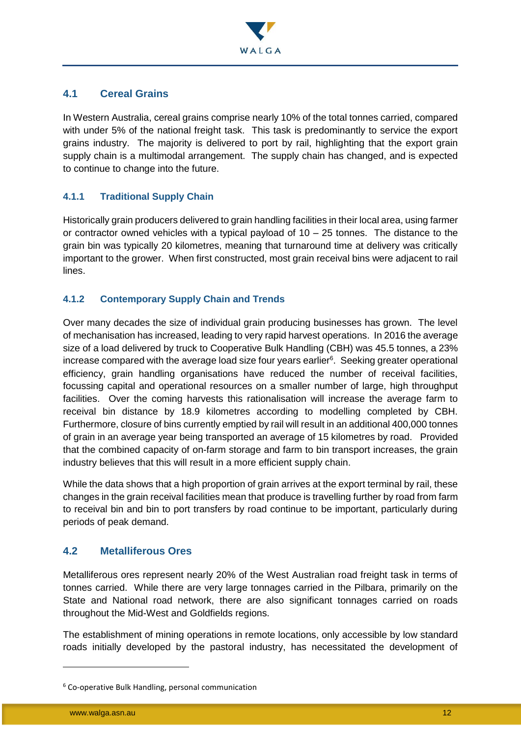## 4.1 Cereal Grains

In Western Australia, cereal grains comprise nearly 10% of the total tonnes carried, compared with under 5% of the national freight task. This task is predominantly to service the export grains industry. The majority is delivered to port by rail, highlighting that the export grain supply chain is a multimodal arrangement. The supply chain has changed, and is expected to continue to change into the future.

### 4.1.1 Traditional Supply Chain

Historically grain producers delivered to grain handling facilities in their local area, using farmer or contractor owned vehicles with a typical payload of 10 – 25 tonnes. The distance to the grain bin was typically 20 kilometres, meaning that turnaround time at delivery was critically important to the grower. When first constructed, most grain receival bins were adjacent to rail lines.

### 4.1.2 Contemporary Supply Chain and Trends

Over many decades the size of individual grain producing businesses has grown. The level of mechanisation has increased, leading to very rapid harvest operations. In 2016 the average size of a load delivered by truck to Cooperative Bulk Handling (CBH) was 45.5 tonnes, a 23% increase compared with the average load size four years earlier[6]. Seeking greater operational efficiency, grain handling organisations have reduced the number of receival facilities, focussing capital and operational resources on a smaller number of large, high throughput facilities. Over the coming harvests this rationalisation will increase the average farm to receival bin distance by 18.9 kilometres according to modelling completed by CBH. Furthermore, closure of bins currently emptied by rail will result in an additional 400,000 tonnes of grain in an average year being transported an average of 15 kilometres by road. Provided that the combined capacity of on-farm storage and farm to bin transport increases, the grain industry believes that this will result in a more efficient supply chain.

While the data shows that a high proportion of grain arrives at the export terminal by rail, these changes in the grain receival facilities mean that produce is travelling further by road from farm to receival bin and bin to port transfers by road continue to be important, particularly during periods of peak demand.

## 4.2 Metalliferous Ores

Metalliferous ores represent nearly 20% of the West Australian road freight task in terms of tonnes carried. While there are very large tonnages carried in the Pilbara, primarily on the State and National road network, there are also significant tonnages carried on roads throughout the Mid-West and Goldfields regions.

The establishment of mining operations in remote locations, only accessible by low standard roads initially developed by the pastoral industry, has necessitated the development of

---

[6] Co-operative Bulk Handling, personal communication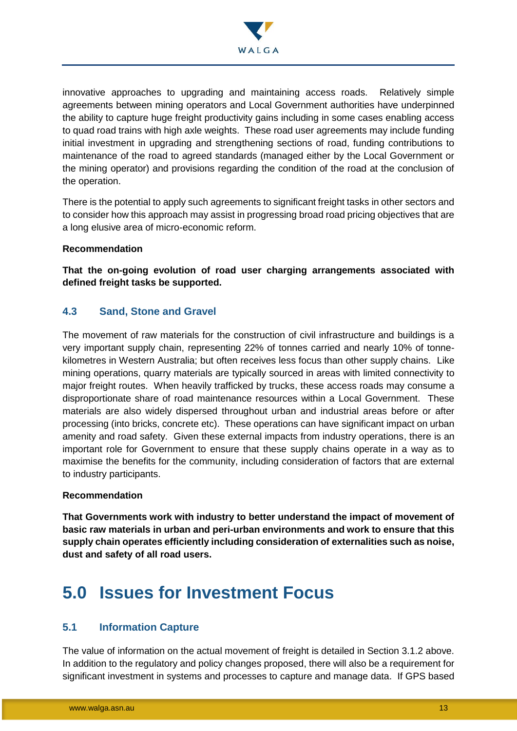innovative approaches to upgrading and maintaining access roads. Relatively simple agreements between mining operators and Local Government authorities have underpinned the ability to capture huge freight productivity gains including in some cases enabling access to quad road trains with high axle weights. These road user agreements may include funding initial investment in upgrading and strengthening sections of road, funding contributions to maintenance of the road to agreed standards (managed either by the Local Government or the mining operator) and provisions regarding the condition of the road at the conclusion of the operation.

There is the potential to apply such agreements to significant freight tasks in other sectors and to consider how this approach may assist in progressing broad road pricing objectives that are a long elusive area of micro-economic reform.

**Recommendation**

**That the on-going evolution of road user charging arrangements associated with defined freight tasks be supported.**

### 4.3 Sand, Stone and Gravel

The movement of raw materials for the construction of civil infrastructure and buildings is a very important supply chain, representing 22% of tonnes carried and nearly 10% of tonne-kilometres in Western Australia; but often receives less focus than other supply chains. Like mining operations, quarry materials are typically sourced in areas with limited connectivity to major freight routes. When heavily trafficked by trucks, these access roads may consume a disproportionate share of road maintenance resources within a Local Government. These materials are also widely dispersed throughout urban and industrial areas before or after processing (into bricks, concrete etc). These operations can have significant impact on urban amenity and road safety. Given these external impacts from industry operations, there is an important role for Government to ensure that these supply chains operate in a way as to maximise the benefits for the community, including consideration of factors that are external to industry participants.

**Recommendation**

**That Governments work with industry to better understand the impact of movement of basic raw materials in urban and peri-urban environments and work to ensure that this supply chain operates efficiently including consideration of externalities such as noise, dust and safety of all road users.**

# 5.0 Issues for Investment Focus

### 5.1 Information Capture

The value of information on the actual movement of freight is detailed in Section 3.1.2 above. In addition to the regulatory and policy changes proposed, there will also be a requirement for significant investment in systems and processes to capture and manage data. If GPS based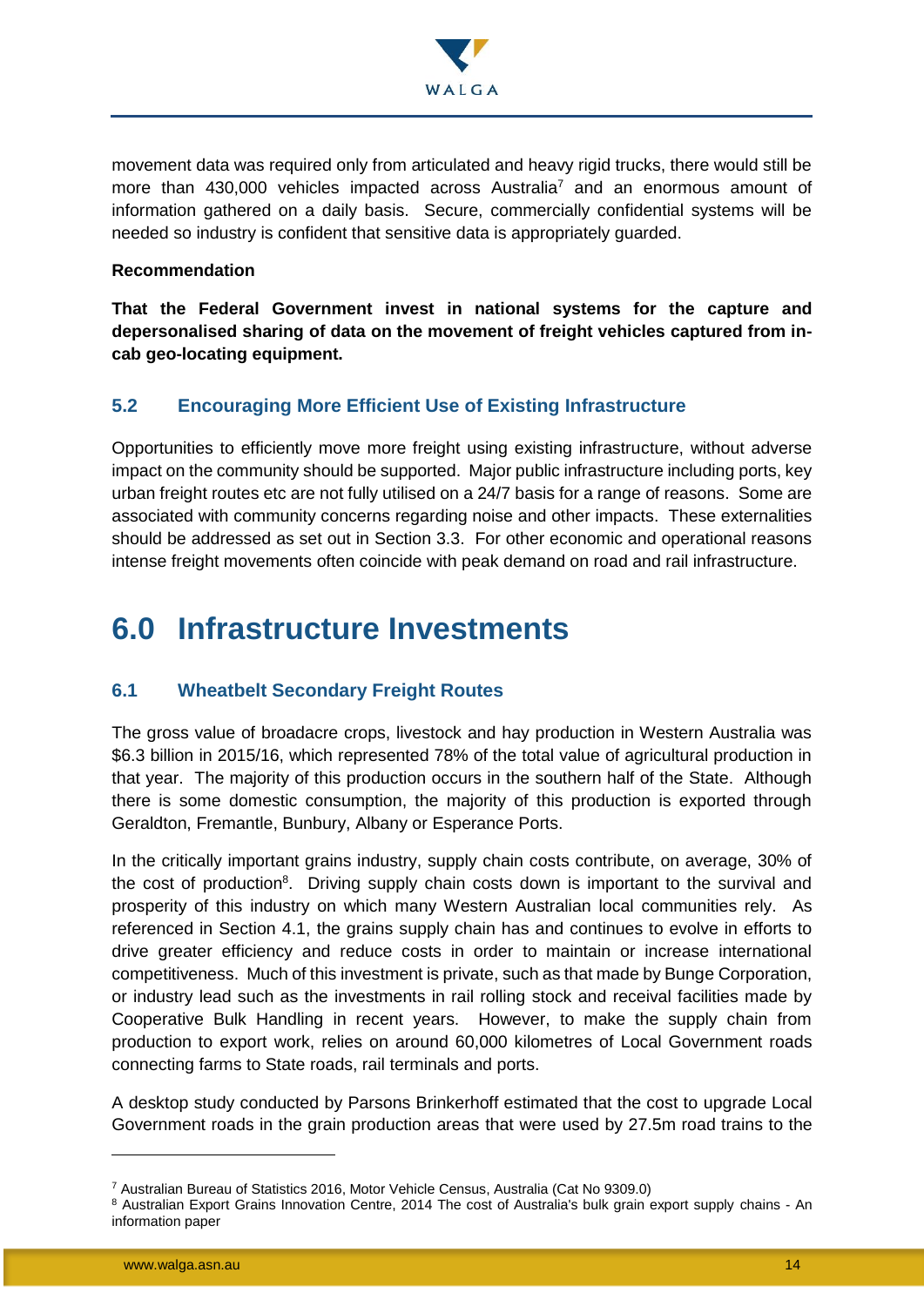movement data was required only from articulated and heavy rigid trucks, there would still be more than 430,000 vehicles impacted across Australia[7] and an enormous amount of information gathered on a daily basis. Secure, commercially confidential systems will be needed so industry is confident that sensitive data is appropriately guarded.

**Recommendation**

**That the Federal Government invest in national systems for the capture and depersonalised sharing of data on the movement of freight vehicles captured from in-cab geo-locating equipment.**

### 5.2 Encouraging More Efficient Use of Existing Infrastructure

Opportunities to efficiently move more freight using existing infrastructure, without adverse impact on the community should be supported. Major public infrastructure including ports, key urban freight routes etc are not fully utilised on a 24/7 basis for a range of reasons. Some are associated with community concerns regarding noise and other impacts. These externalities should be addressed as set out in Section 3.3. For other economic and operational reasons intense freight movements often coincide with peak demand on road and rail infrastructure.

# 6.0 Infrastructure Investments

### 6.1 Wheatbelt Secondary Freight Routes

The gross value of broadacre crops, livestock and hay production in Western Australia was $6.3 billion in 2015/16, which represented 78% of the total value of agricultural production in that year. The majority of this production occurs in the southern half of the State. Although there is some domestic consumption, the majority of this production is exported through Geraldton, Fremantle, Bunbury, Albany or Esperance Ports.

In the critically important grains industry, supply chain costs contribute, on average, 30% of the cost of production[8]. Driving supply chain costs down is important to the survival and prosperity of this industry on which many Western Australian local communities rely. As referenced in Section 4.1, the grains supply chain has and continues to evolve in efforts to drive greater efficiency and reduce costs in order to maintain or increase international competitiveness. Much of this investment is private, such as that made by Bunge Corporation, or industry lead such as the investments in rail rolling stock and receival facilities made by Cooperative Bulk Handling in recent years. However, to make the supply chain from production to export work, relies on around 60,000 kilometres of Local Government roads connecting farms to State roads, rail terminals and ports.

A desktop study conducted by Parsons Brinkerhoff estimated that the cost to upgrade Local Government roads in the grain production areas that were used by 27.5m road trains to the

---

[7] Australian Bureau of Statistics 2016, Motor Vehicle Census, Australia (Cat No 9309.0)

[8] Australian Export Grains Innovation Centre, 2014 The cost of Australia's bulk grain export supply chains - An information paper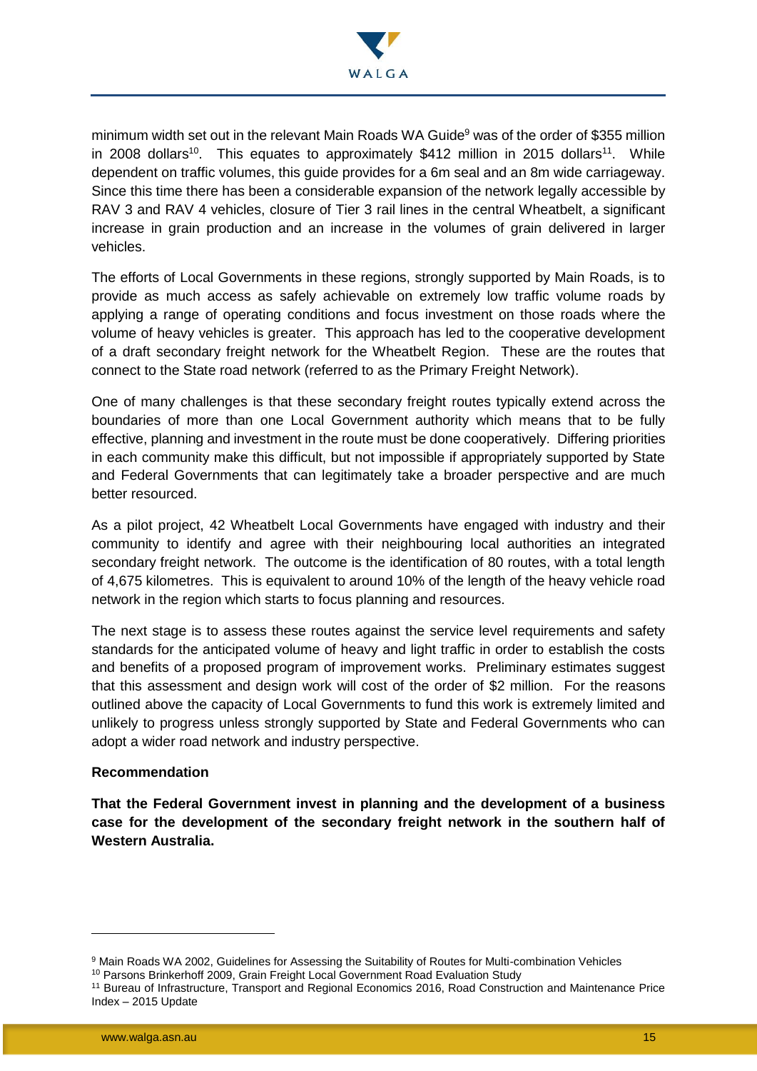minimum width set out in the relevant Main Roads WA Guide[9] was of the order of $355 million in 2008 dollars[10]. This equates to approximately $412 million in 2015 dollars[11]. While dependent on traffic volumes, this guide provides for a 6m seal and an 8m wide carriageway. Since this time there has been a considerable expansion of the network legally accessible by RAV 3 and RAV 4 vehicles, closure of Tier 3 rail lines in the central Wheatbelt, a significant increase in grain production and an increase in the volumes of grain delivered in larger vehicles.

The efforts of Local Governments in these regions, strongly supported by Main Roads, is to provide as much access as safely achievable on extremely low traffic volume roads by applying a range of operating conditions and focus investment on those roads where the volume of heavy vehicles is greater. This approach has led to the cooperative development of a draft secondary freight network for the Wheatbelt Region. These are the routes that connect to the State road network (referred to as the Primary Freight Network).

One of many challenges is that these secondary freight routes typically extend across the boundaries of more than one Local Government authority which means that to be fully effective, planning and investment in the route must be done cooperatively. Differing priorities in each community make this difficult, but not impossible if appropriately supported by State and Federal Governments that can legitimately take a broader perspective and are much better resourced.

As a pilot project, 42 Wheatbelt Local Governments have engaged with industry and their community to identify and agree with their neighbouring local authorities an integrated secondary freight network. The outcome is the identification of 80 routes, with a total length of 4,675 kilometres. This is equivalent to around 10% of the length of the heavy vehicle road network in the region which starts to focus planning and resources.

The next stage is to assess these routes against the service level requirements and safety standards for the anticipated volume of heavy and light traffic in order to establish the costs and benefits of a proposed program of improvement works. Preliminary estimates suggest that this assessment and design work will cost of the order of $2 million. For the reasons outlined above the capacity of Local Governments to fund this work is extremely limited and unlikely to progress unless strongly supported by State and Federal Governments who can adopt a wider road network and industry perspective.

**Recommendation**

**That the Federal Government invest in planning and the development of a business case for the development of the secondary freight network in the southern half of Western Australia.**

---

[9] Main Roads WA 2002, Guidelines for Assessing the Suitability of Routes for Multi-combination Vehicles

[10] Parsons Brinkerhoff 2009, Grain Freight Local Government Road Evaluation Study

[11] Bureau of Infrastructure, Transport and Regional Economics 2016, Road Construction and Maintenance Price Index – 2015 Update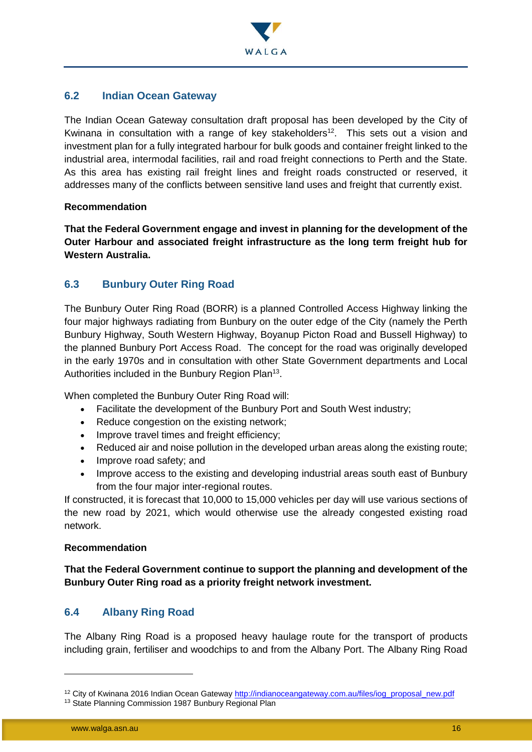## 6.2 Indian Ocean Gateway

The Indian Ocean Gateway consultation draft proposal has been developed by the City of Kwinana in consultation with a range of key stakeholders[12]. This sets out a vision and investment plan for a fully integrated harbour for bulk goods and container freight linked to the industrial area, intermodal facilities, rail and road freight connections to Perth and the State. As this area has existing rail freight lines and freight roads constructed or reserved, it addresses many of the conflicts between sensitive land uses and freight that currently exist.

**Recommendation**

**That the Federal Government engage and invest in planning for the development of the Outer Harbour and associated freight infrastructure as the long term freight hub for Western Australia.**

## 6.3 Bunbury Outer Ring Road

The Bunbury Outer Ring Road (BORR) is a planned Controlled Access Highway linking the four major highways radiating from Bunbury on the outer edge of the City (namely the Perth Bunbury Highway, South Western Highway, Boyanup Picton Road and Bussell Highway) to the planned Bunbury Port Access Road. The concept for the road was originally developed in the early 1970s and in consultation with other State Government departments and Local Authorities included in the Bunbury Region Plan[13].

When completed the Bunbury Outer Ring Road will:

- Facilitate the development of the Bunbury Port and South West industry;
- Reduce congestion on the existing network;
- Improve travel times and freight efficiency;
- Reduced air and noise pollution in the developed urban areas along the existing route;
- Improve road safety; and
- Improve access to the existing and developing industrial areas south east of Bunbury from the four major inter-regional routes.

If constructed, it is forecast that 10,000 to 15,000 vehicles per day will use various sections of the new road by 2021, which would otherwise use the already congested existing road network.

**Recommendation**

**That the Federal Government continue to support the planning and development of the Bunbury Outer Ring road as a priority freight network investment.**

## 6.4 Albany Ring Road

The Albany Ring Road is a proposed heavy haulage route for the transport of products including grain, fertiliser and woodchips to and from the Albany Port. The Albany Ring Road

---

[12] City of Kwinana 2016 Indian Ocean Gateway http://indianoceangateway.com.au/files/iog_proposal_new.pdf

[13] State Planning Commission 1987 Bunbury Regional Plan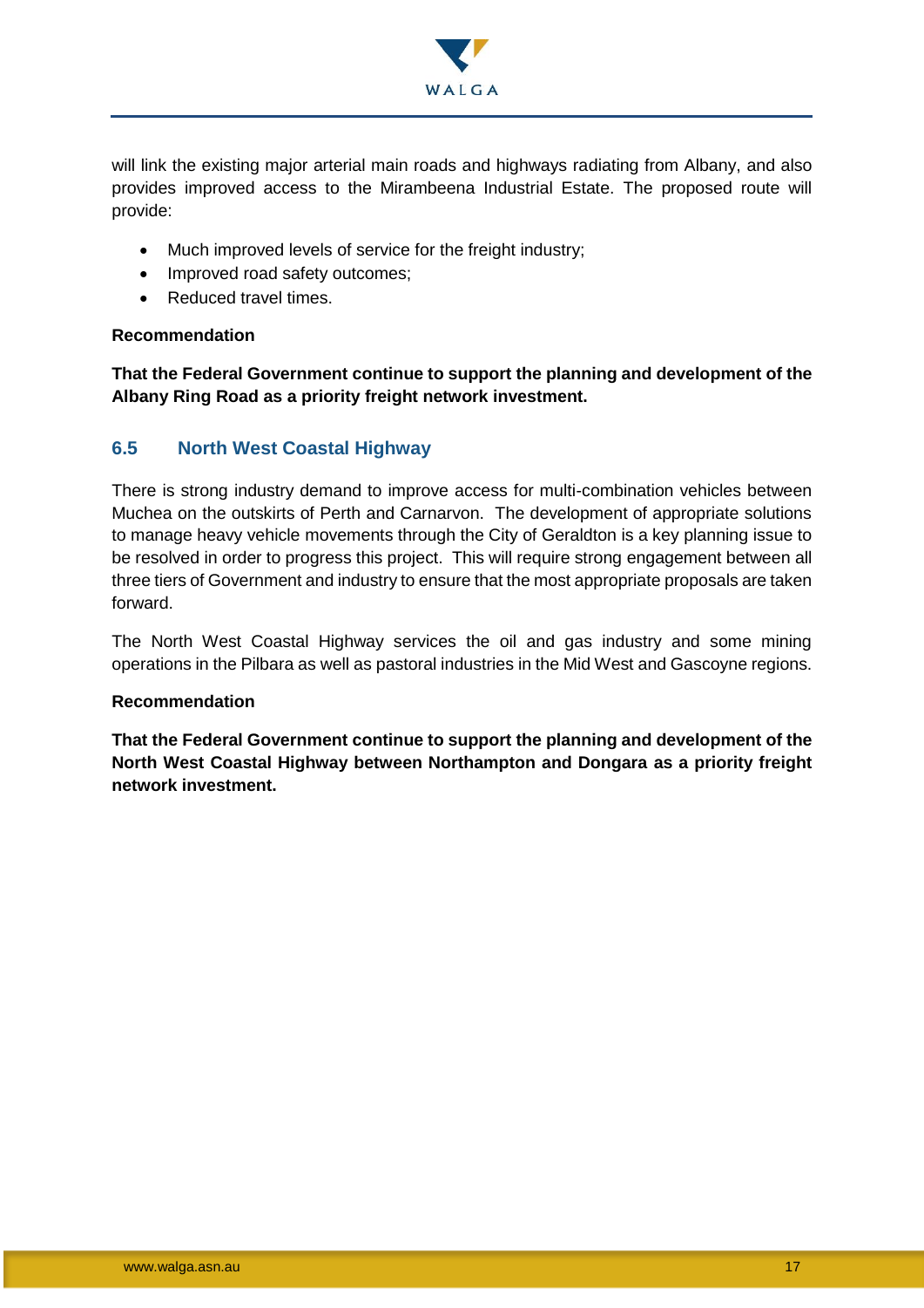will link the existing major arterial main roads and highways radiating from Albany, and also provides improved access to the Mirambeena Industrial Estate. The proposed route will provide:

- Much improved levels of service for the freight industry;
- Improved road safety outcomes;
- Reduced travel times.

**Recommendation**

**That the Federal Government continue to support the planning and development of the Albany Ring Road as a priority freight network investment.**

## 6.5 North West Coastal Highway

There is strong industry demand to improve access for multi-combination vehicles between Muchea on the outskirts of Perth and Carnarvon. The development of appropriate solutions to manage heavy vehicle movements through the City of Geraldton is a key planning issue to be resolved in order to progress this project. This will require strong engagement between all three tiers of Government and industry to ensure that the most appropriate proposals are taken forward.

The North West Coastal Highway services the oil and gas industry and some mining operations in the Pilbara as well as pastoral industries in the Mid West and Gascoyne regions.

**Recommendation**

**That the Federal Government continue to support the planning and development of the North West Coastal Highway between Northampton and Dongara as a priority freight network investment.**